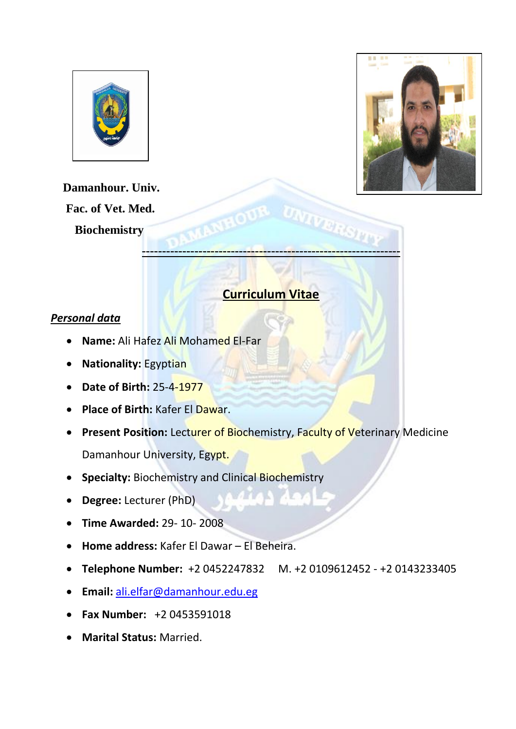**Damanhour. Univ.**

**Fac. of Vet. Med.**

**Biochemistry**

---

# Curriculum Vitae

## *Personal data*

- **Name:** Ali Hafez Ali Mohamed El-Far
- **Nationality:** Egyptian
- **Date of Birth:** 25-4-1977
- **Place of Birth:** Kafer El Dawar.
- **Present Position:** Lecturer of Biochemistry, Faculty of Veterinary Medicine Damanhour University, Egypt.
- **Specialty:** Biochemistry and Clinical Biochemistry
- **Degree:** Lecturer (PhD)
- **Time Awarded:** 29- 10- 2008
- **Home address:** Kafer El Dawar – El Beheira.
- **Telephone Number:** +2 0452247832 M. +2 0109612452 - +2 0143233405
- **Email:** ali.elfar@damanhour.edu.eg
- **Fax Number:** +2 0453591018
- **Marital Status:** Married.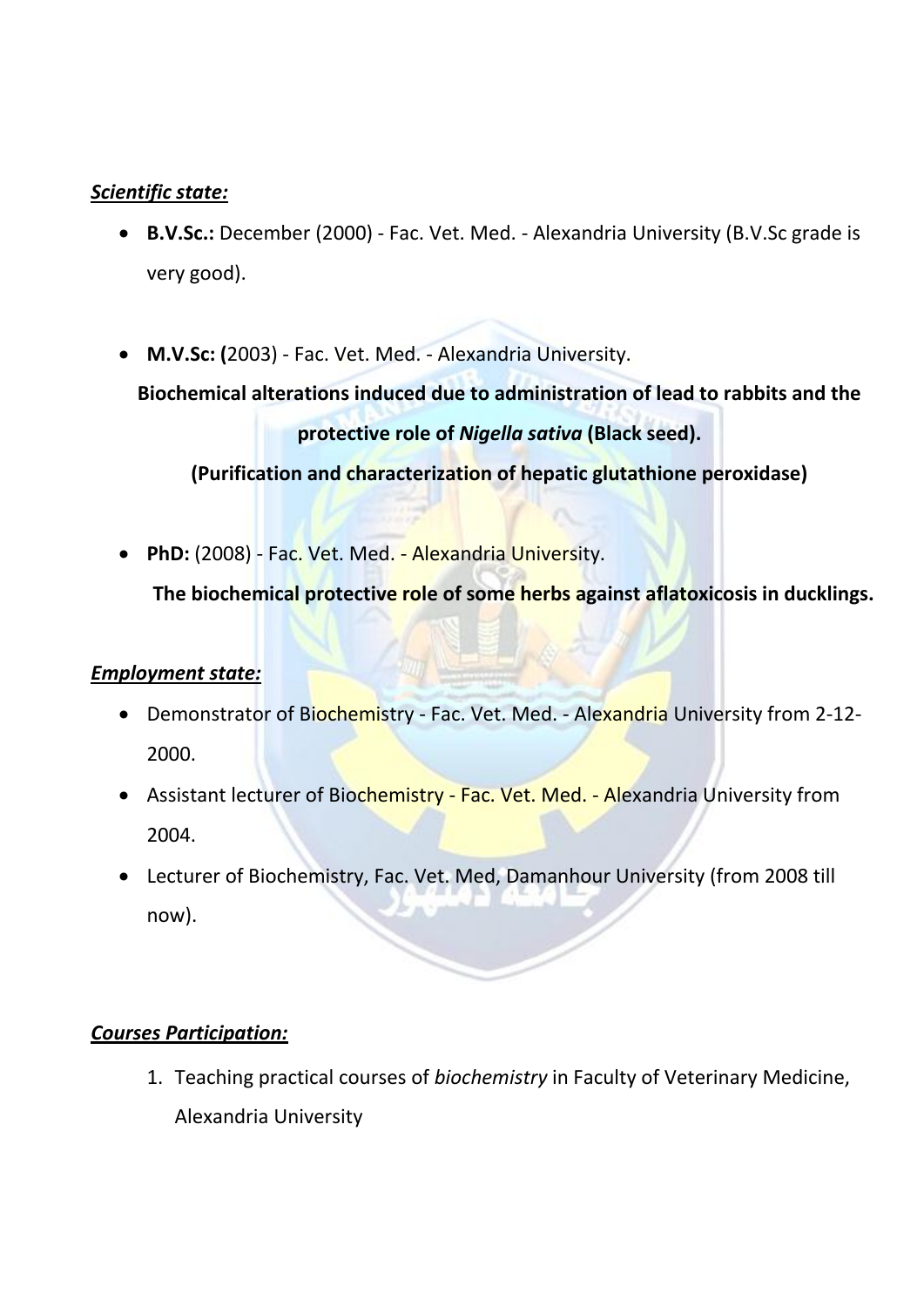***Scientific state:***

- **B.V.Sc.:** December (2000) - Fac. Vet. Med. - Alexandria University (B.V.Sc grade is very good).

- **M.V.Sc: (**2003) - Fac. Vet. Med. - Alexandria University.

  **Biochemical alterations induced due to administration of lead to rabbits and the protective role of *Nigella sativa* (Black seed).**

  **(Purification and characterization of hepatic glutathione peroxidase)**

- **PhD:** (2008) - Fac. Vet. Med. - Alexandria University.

  **The biochemical protective role of some herbs against aflatoxicosis in ducklings.**

***Employment state:***

- Demonstrator of Biochemistry - Fac. Vet. Med. - Alexandria University from 2-12-2000.
- Assistant lecturer of Biochemistry - Fac. Vet. Med. - Alexandria University from 2004.
- Lecturer of Biochemistry, Fac. Vet. Med, Damanhour University (from 2008 till now).

***Courses Participation:***

1. Teaching practical courses of *biochemistry* in Faculty of Veterinary Medicine, Alexandria University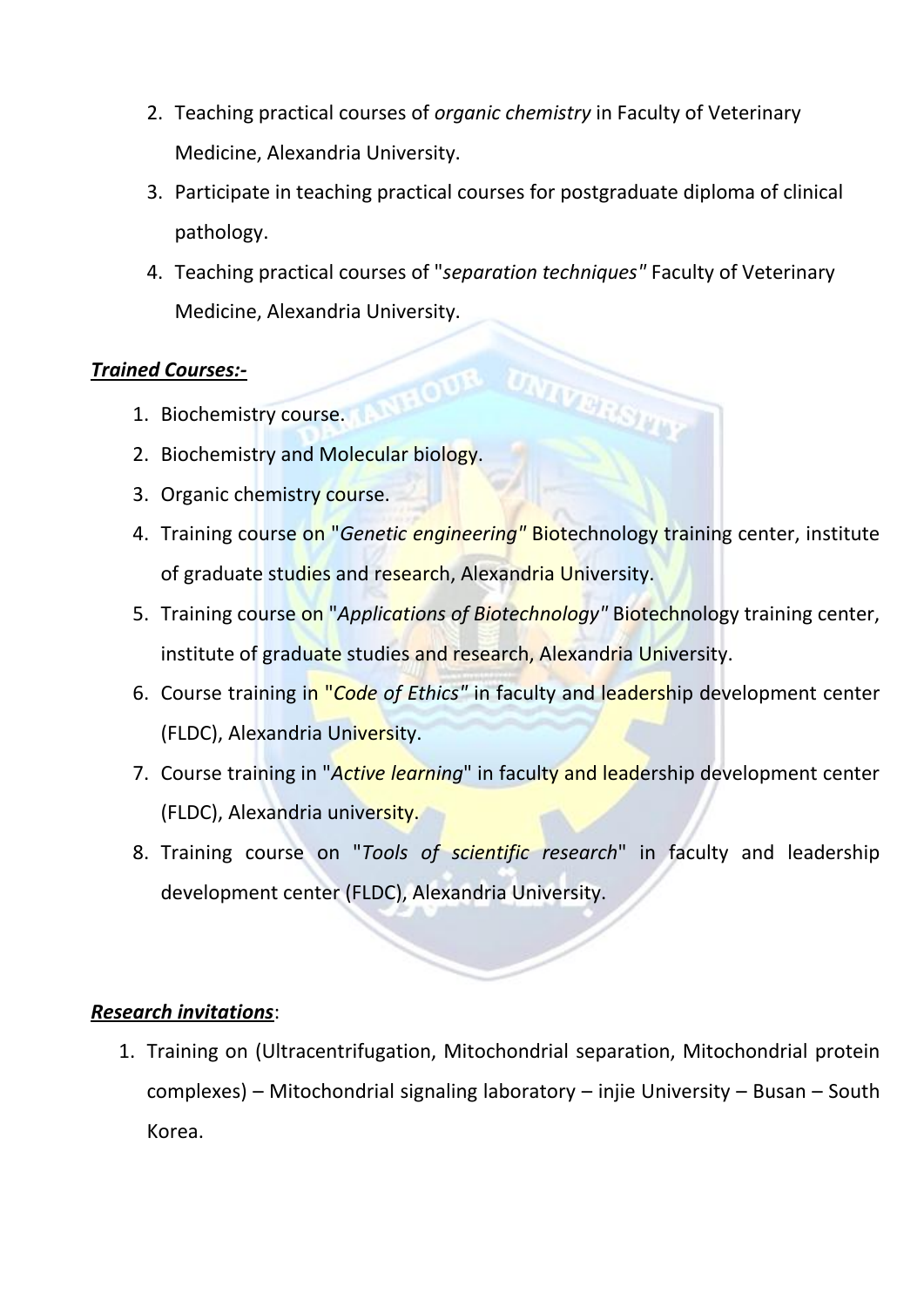2. Teaching practical courses of *organic chemistry* in Faculty of Veterinary Medicine, Alexandria University.
3. Participate in teaching practical courses for postgraduate diploma of clinical pathology.
4. Teaching practical courses of "*separation techniques"* Faculty of Veterinary Medicine, Alexandria University.

***Trained Courses:-***

1. Biochemistry course.
2. Biochemistry and Molecular biology.
3. Organic chemistry course.
4. Training course on "*Genetic engineering"* Biotechnology training center, institute of graduate studies and research, Alexandria University.
5. Training course on "*Applications of Biotechnology"* Biotechnology training center, institute of graduate studies and research, Alexandria University.
6. Course training in "*Code of Ethics"* in faculty and leadership development center (FLDC), Alexandria University.
7. Course training in "*Active learning*" in faculty and leadership development center (FLDC), Alexandria university.
8. Training course on "*Tools of scientific research*" in faculty and leadership development center (FLDC), Alexandria University.

***Research invitations***:

1. Training on (Ultracentrifugation, Mitochondrial separation, Mitochondrial protein complexes) – Mitochondrial signaling laboratory – injie University – Busan – South Korea.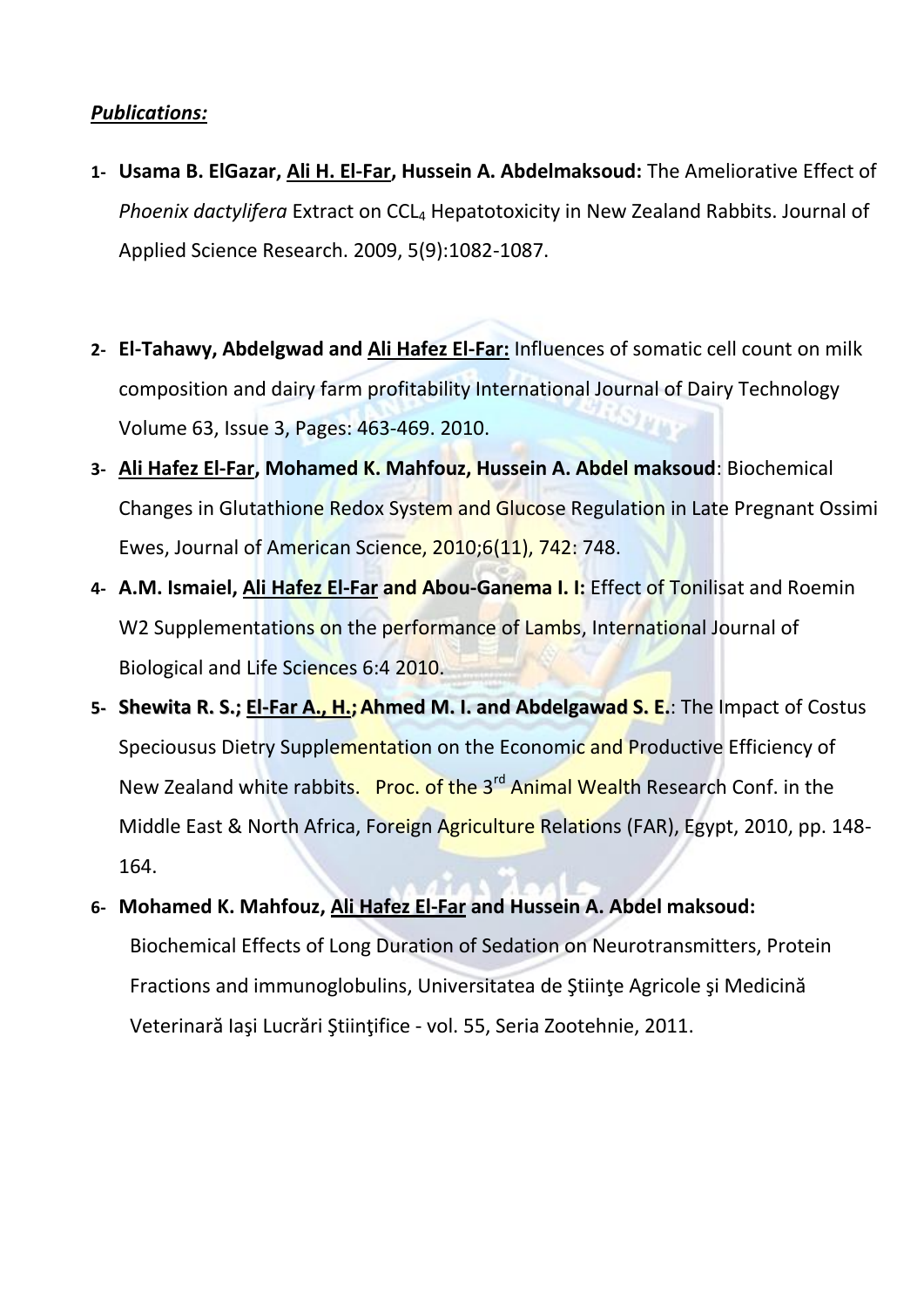***Publications:***

1. **Usama B. ElGazar, Ali H. El-Far, Hussein A. Abdelmaksoud:** The Ameliorative Effect of *Phoenix dactylifera* Extract on $CCL_4$ Hepatotoxicity in New Zealand Rabbits. Journal of Applied Science Research. 2009, 5(9):1082-1087.

2. **El-Tahawy, Abdelgwad and Ali Hafez El-Far:** Influences of somatic cell count on milk composition and dairy farm profitability International Journal of Dairy Technology Volume 63, Issue 3, Pages: 463-469. 2010.

3. **Ali Hafez El-Far, Mohamed K. Mahfouz, Hussein A. Abdel maksoud**: Biochemical Changes in Glutathione Redox System and Glucose Regulation in Late Pregnant Ossimi Ewes, Journal of American Science, 2010;6(11), 742: 748.

4. **A.M. Ismaiel, Ali Hafez El-Far and Abou-Ganema I. I:** Effect of Tonilisat and Roemin W2 Supplementations on the performance of Lambs, International Journal of Biological and Life Sciences 6:4 2010.

5. **Shewita R. S.; El-Far A., H.; Ahmed M. I. and Abdelgawad S. E.**: The Impact of Costus Speciousus Dietry Supplementation on the Economic and Productive Efficiency of New Zealand white rabbits. Proc. of the 3rd Animal Wealth Research Conf. in the Middle East & North Africa, Foreign Agriculture Relations (FAR), Egypt, 2010, pp. 148-164.

6. **Mohamed K. Mahfouz, Ali Hafez El-Far and Hussein A. Abdel maksoud:** Biochemical Effects of Long Duration of Sedation on Neurotransmitters, Protein Fractions and immunoglobulins, Universitatea de Ştiinţe Agricole şi Medicină Veterinară Iaşi Lucrări Ştiinţifice - vol. 55, Seria Zootehnie, 2011.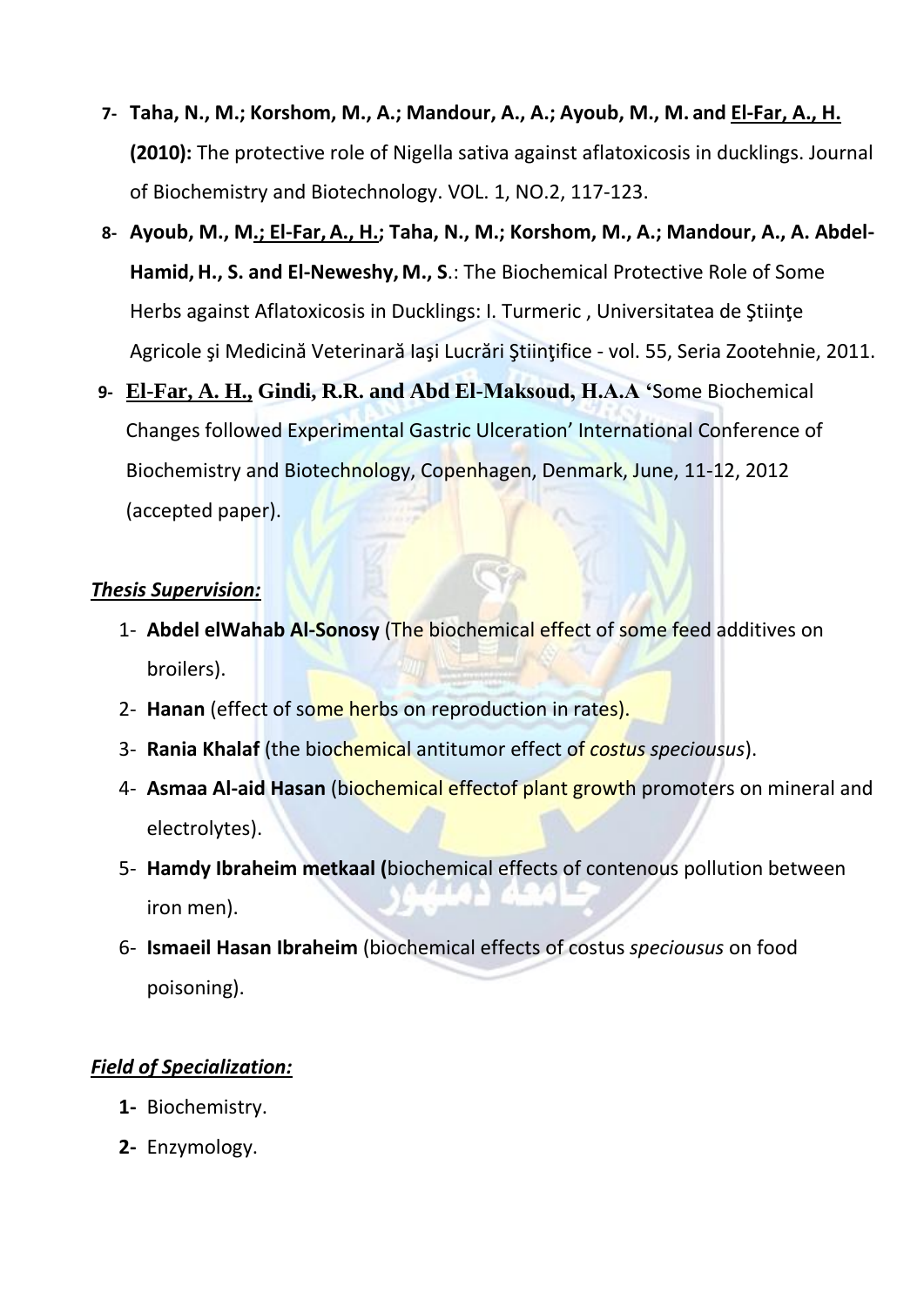7- **Taha, N., M.; Korshom, M., A.; Mandour, A., A.; Ayoub, M., M. and <u>El-Far, A., H.</u> (2010):** The protective role of Nigella sativa against aflatoxicosis in ducklings. Journal of Biochemistry and Biotechnology. VOL. 1, NO.2, 117-123.

8- **Ayoub, M., M.<u>; El-Far, A., H.</u>; Taha, N., M.; Korshom, M., A.; Mandour, A., A. Abdel-Hamid, H., S. and El-Neweshy, M., S**.: The Biochemical Protective Role of Some Herbs against Aflatoxicosis in Ducklings: I. Turmeric , Universitatea de Ştiinţe Agricole şi Medicină Veterinară Iaşi Lucrări Ştiinţifice - vol. 55, Seria Zootehnie, 2011.

9- **<u>El-Far, A. H.,</u> Gindi, R.R. and Abd El-Maksoud, H.A.A** 'Some Biochemical Changes followed Experimental Gastric Ulceration' International Conference of Biochemistry and Biotechnology, Copenhagen, Denmark, June, 11-12, 2012 (accepted paper).

***<u>Thesis Supervision:</u>***

1- **Abdel elWahab Al-Sonosy** (The biochemical effect of some feed additives on broilers).
2- **Hanan** (effect of some herbs on reproduction in rates).
3- **Rania Khalaf** (the biochemical antitumor effect of *costus speciousus*).
4- **Asmaa Al-aid Hasan** (biochemical effectof plant growth promoters on mineral and electrolytes).
5- **Hamdy Ibraheim metkaal (**biochemical effects of contenous pollution between iron men).
6- **Ismaeil Hasan Ibraheim** (biochemical effects of costus *speciousus* on food poisoning).

***<u>Field of Specialization:</u>***

**1-** Biochemistry.
**2-** Enzymology.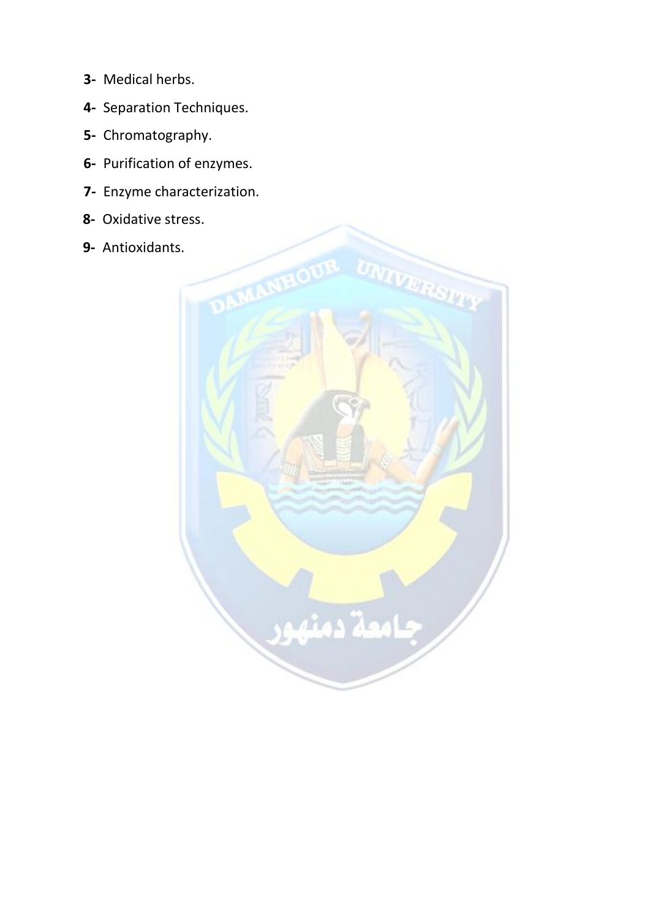3- Medical herbs.
4- Separation Techniques.
5- Chromatography.
6- Purification of enzymes.
7- Enzyme characterization.
8- Oxidative stress.
9- Antioxidants.